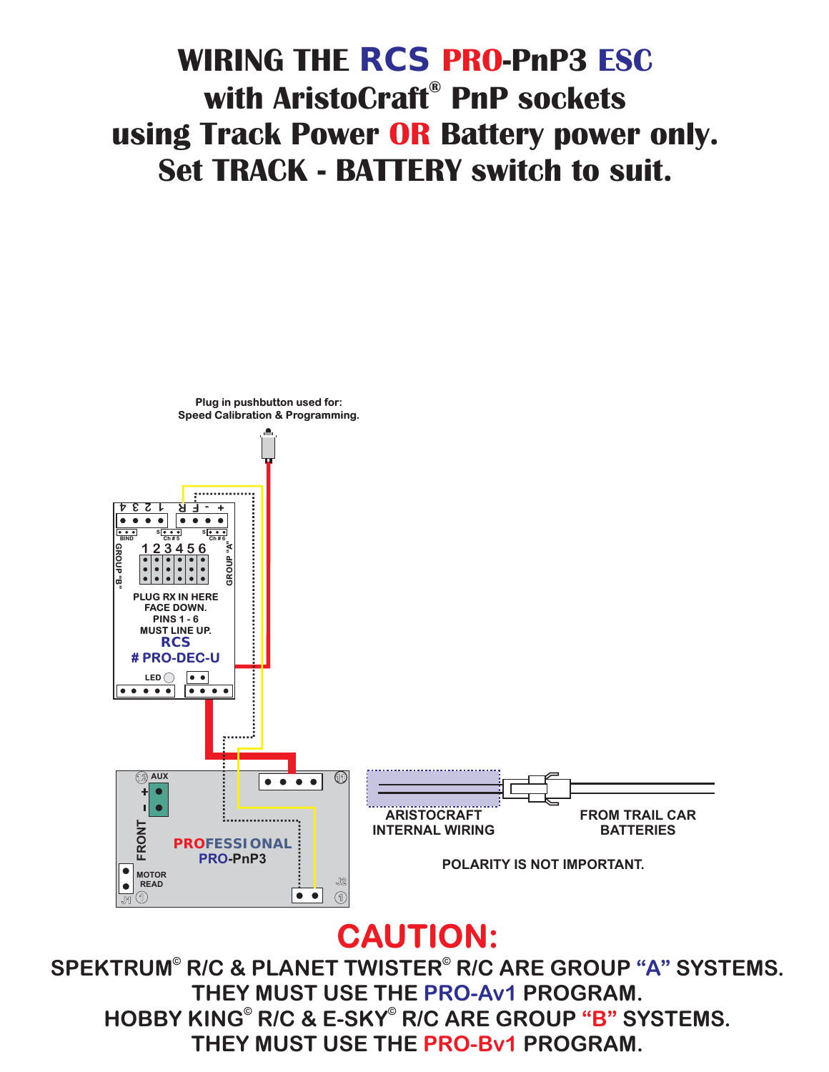# WIRING THE RCS PRO-PnP3 ESC with AristoCraft® PnP sockets using Track Power OR Battery power only. Set TRACK - BATTERY switch to suit.

Plug in pushbutton used for:
Speed Calibration & Programming.

4 3 2 1 R F - +

BIND S Ch # 5 S Ch # 6

GROUP "B" 1 2 3 4 5 6 GROUP "A"

PLUG RX IN HERE FACE DOWN. PINS 1 - 6 MUST LINE UP.

RCS
# PRO-DEC-U

LED

AUX + -

FRONT

PROFESSIONAL
PRO-PnP3

MOTOR READ

J1 J2

ARISTOCRAFT INTERNAL WIRING

FROM TRAIL CAR BATTERIES

POLARITY IS NOT IMPORTANT.

## CAUTION:

SPEKTRUM© R/C & PLANET TWISTER© R/C ARE GROUP "A" SYSTEMS.
THEY MUST USE THE PRO-Av1 PROGRAM.
HOBBY KING© R/C & E-SKY© R/C ARE GROUP "B" SYSTEMS.
THEY MUST USE THE PRO-Bv1 PROGRAM.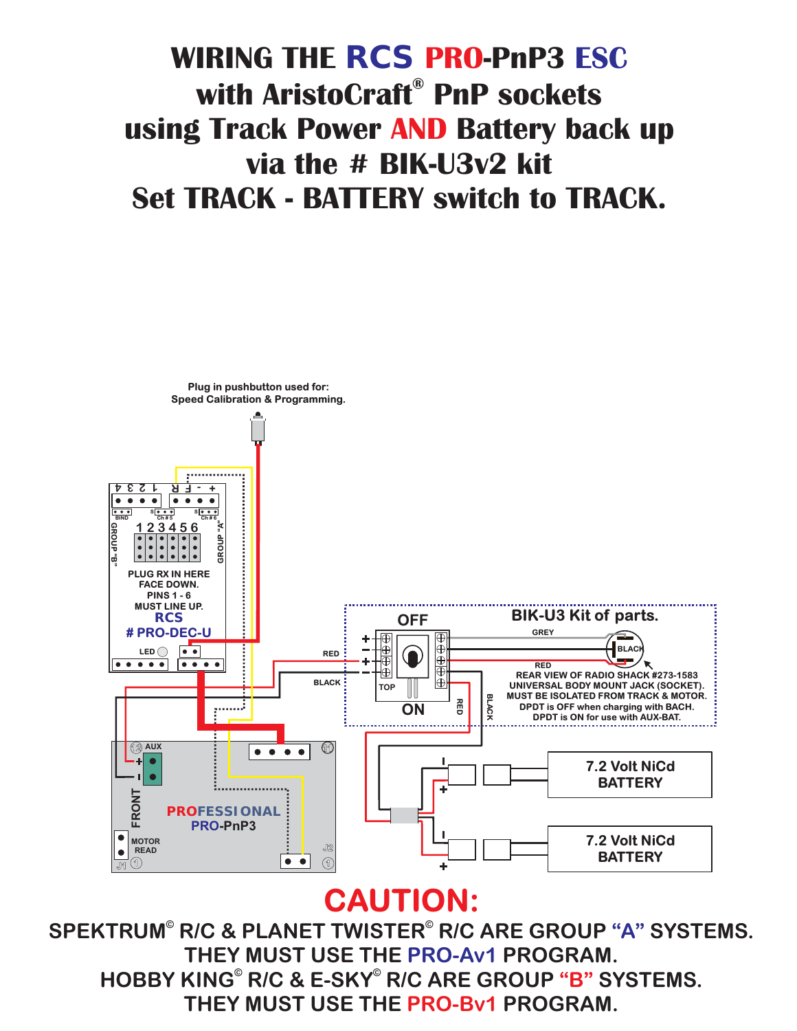# WIRING THE RCS PRO-PnP3 ESC with AristoCraft® PnP sockets using Track Power AND Battery back up via the # BIK-U3v2 kit Set TRACK - BATTERY switch to TRACK.

Plug in pushbutton used for:
Speed Calibration & Programming.

4 3 2 1 R F - +

BIND Ch # 5 Ch # 6

GROUP "B" 1 2 3 4 5 6 GROUP "A"

PLUG RX IN HERE FACE DOWN. PINS 1 - 6 MUST LINE UP.

RCS
# PRO-DEC-U

LED

BIK-U3 Kit of parts.

OFF

GREY

BLACK

RED

REAR VIEW OF RADIO SHACK #273-1583 UNIVERSAL BODY MOUNT JACK (SOCKET). MUST BE ISOLATED FROM TRACK & MOTOR. DPDT is OFF when charging with BACH. DPDT is ON for use with AUX-BAT.

RED

BLACK

TOP

ON

RED

BLACK

AUX

FRONT

PROFESSIONAL
PRO-PnP3

MOTOR READ

J1 J2

7.2 Volt NiCd BATTERY

7.2 Volt NiCd BATTERY

## CAUTION:

**SPEKTRUM© R/C & PLANET TWISTER© R/C ARE GROUP "A" SYSTEMS. THEY MUST USE THE PRO-Av1 PROGRAM.**

**HOBBY KING© R/C & E-SKY© R/C ARE GROUP "B" SYSTEMS. THEY MUST USE THE PRO-Bv1 PROGRAM.**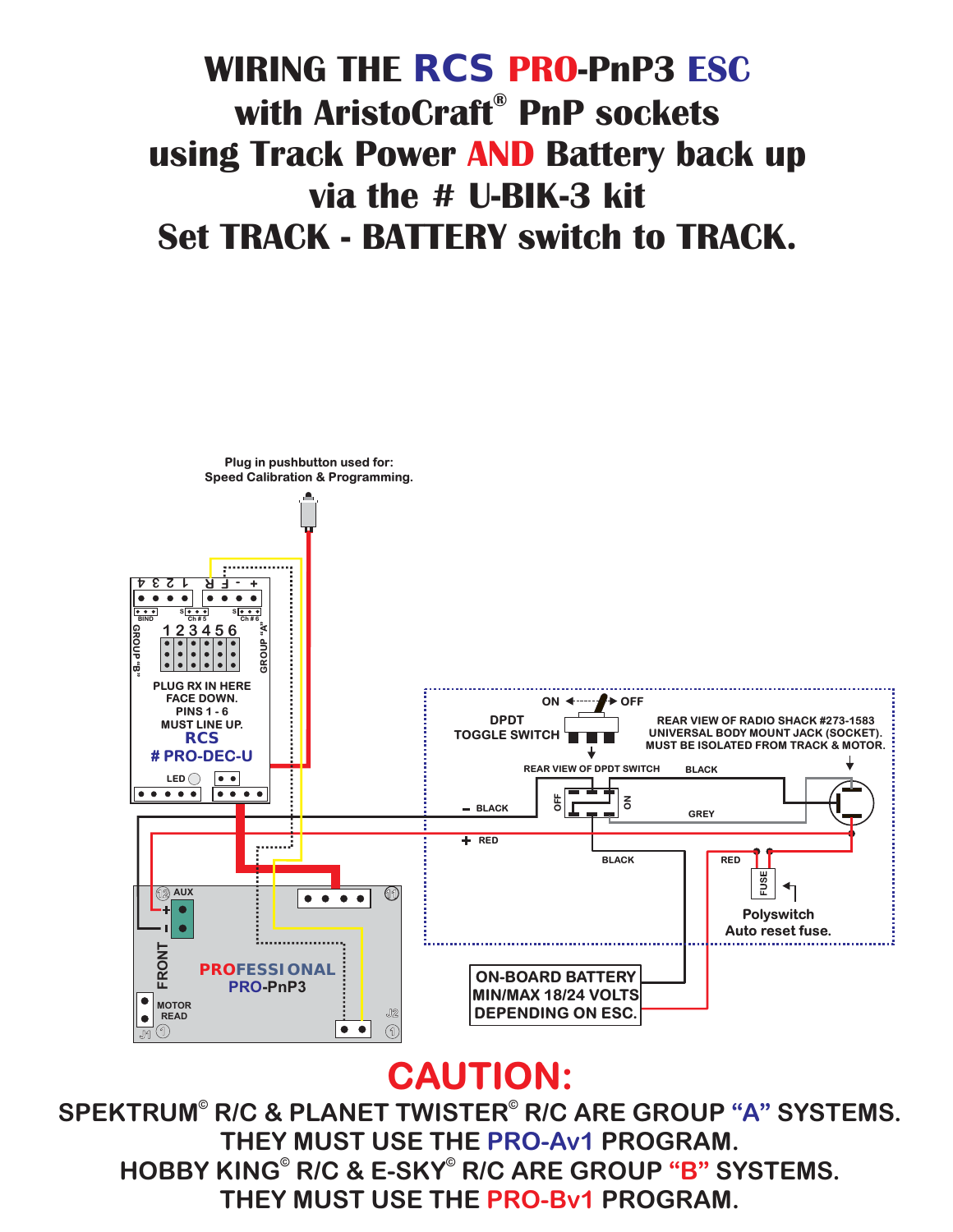# WIRING THE RCS PRO-PnP3 ESC with AristoCraft® PnP sockets using Track Power AND Battery back up via the # U-BIK-3 kit Set TRACK - BATTERY switch to TRACK.

Plug in pushbutton used for:
Speed Calibration & Programming.

4 3 2 1 R F - +

BIND

S Ch # 5

S Ch # 6

GROUP "B"

1 2 3 4 5 6

GROUP "A"

PLUG RX IN HERE
FACE DOWN.
PINS 1 - 6
MUST LINE UP.

RCS
# PRO-DEC-U

LED

ON OFF

DPDT
TOGGLE SWITCH

REAR VIEW OF RADIO SHACK #273-1583
UNIVERSAL BODY MOUNT JACK (SOCKET).
MUST BE ISOLATED FROM TRACK & MOTOR.

REAR VIEW OF DPDT SWITCH

BLACK

− BLACK

OFF

ON

GREY

+ RED

BLACK

RED

FUSE

Polyswitch
Auto reset fuse.

AUX

12

11

FRONT

PROFESSIONAL
PRO-PnP3

MOTOR
READ

J1

J2

ON-BOARD BATTERY
MIN/MAX 18/24 VOLTS
DEPENDING ON ESC.

## CAUTION:

SPEKTRUM© R/C & PLANET TWISTER© R/C ARE GROUP "A" SYSTEMS.
THEY MUST USE THE PRO-Av1 PROGRAM.
HOBBY KING© R/C & E-SKY© R/C ARE GROUP "B" SYSTEMS.
THEY MUST USE THE PRO-Bv1 PROGRAM.